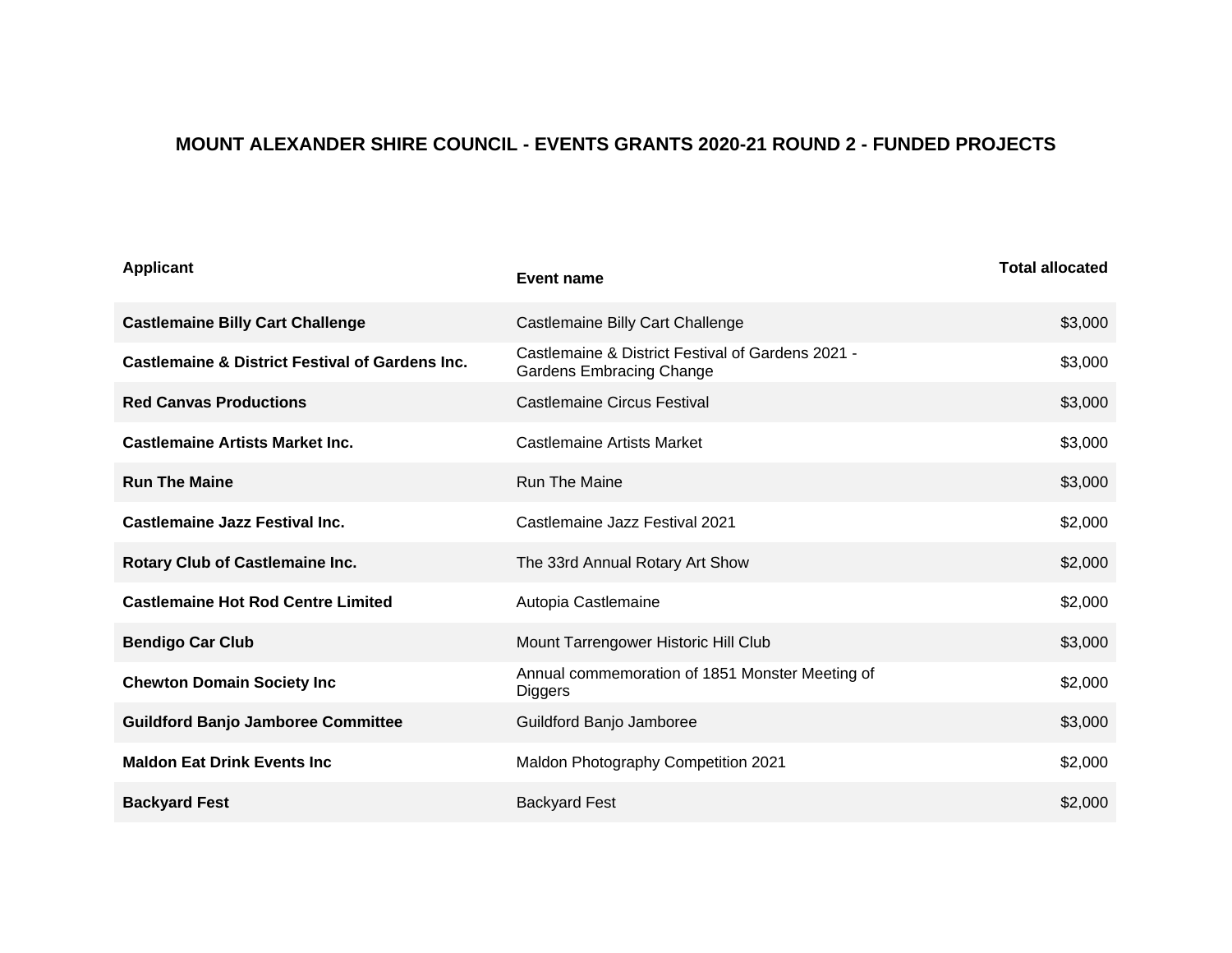# MOUNT ALEXANDER SHIRE COUNCIL - EVENTS GRANTS 2020-21 ROUND 2 - FUNDED PROJECTS

| Applicant | Event name | Total allocated |
|---|---|---|
| **Castlemaine Billy Cart Challenge** | Castlemaine Billy Cart Challenge | $3,000 |
| **Castlemaine & District Festival of Gardens Inc.** | Castlemaine & District Festival of Gardens 2021 - Gardens Embracing Change | $3,000 |
| **Red Canvas Productions** | Castlemaine Circus Festival | $3,000 |
| **Castlemaine Artists Market Inc.** | Castlemaine Artists Market | $3,000 |
| **Run The Maine** | Run The Maine | $3,000 |
| **Castlemaine Jazz Festival Inc.** | Castlemaine Jazz Festival 2021 | $2,000 |
| **Rotary Club of Castlemaine Inc.** | The 33rd Annual Rotary Art Show | $2,000 |
| **Castlemaine Hot Rod Centre Limited** | Autopia Castlemaine | $2,000 |
| **Bendigo Car Club** | Mount Tarrengower Historic Hill Club | $3,000 |
| **Chewton Domain Society Inc** | Annual commemoration of 1851 Monster Meeting of Diggers | $2,000 |
| **Guildford Banjo Jamboree Committee** | Guildford Banjo Jamboree | $3,000 |
| **Maldon Eat Drink Events Inc** | Maldon Photography Competition 2021 | $2,000 |
| **Backyard Fest** | Backyard Fest | $2,000 |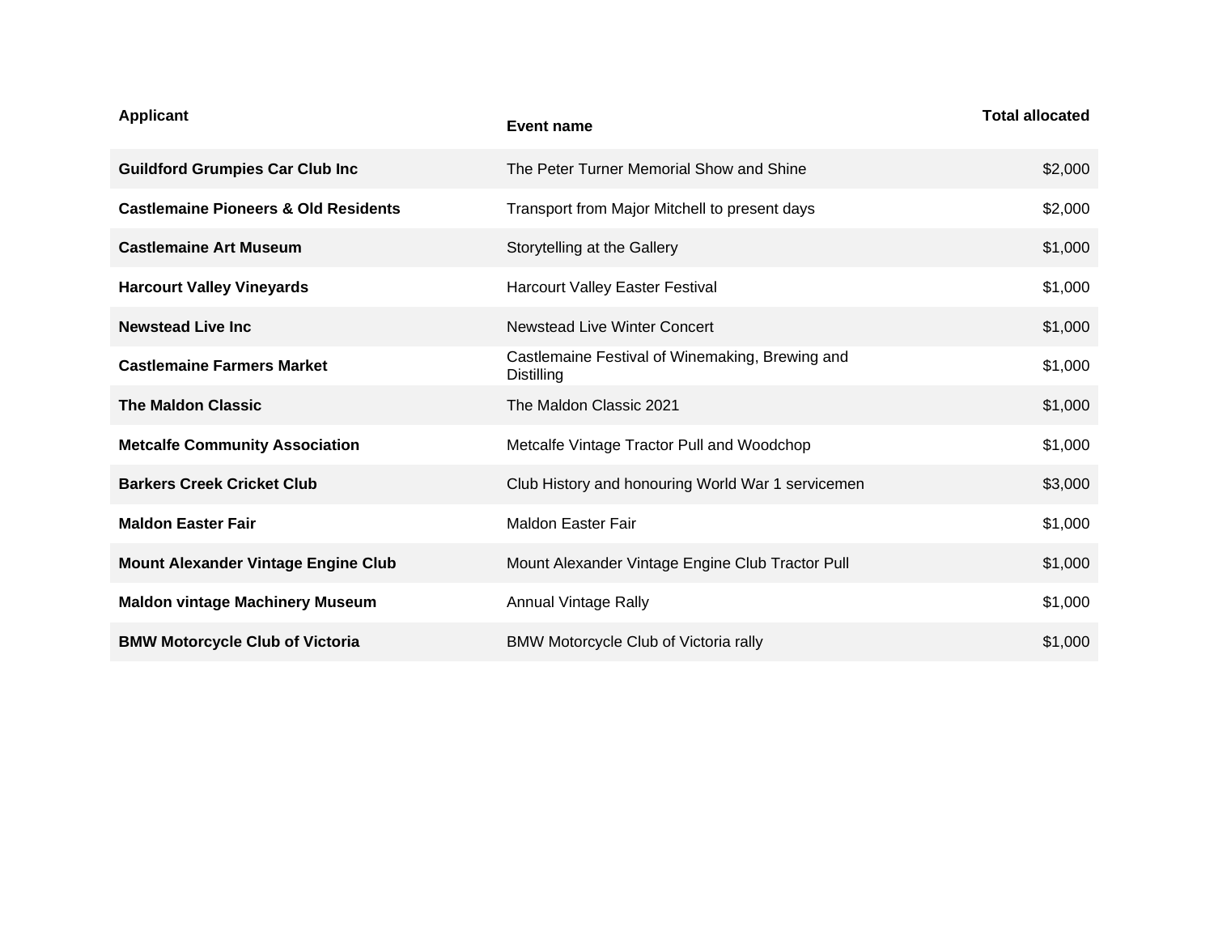| Applicant | Event name | Total allocated |
| --- | --- | --- |
| **Guildford Grumpies Car Club Inc** | The Peter Turner Memorial Show and Shine | $2,000 |
| **Castlemaine Pioneers & Old Residents** | Transport from Major Mitchell to present days | $2,000 |
| **Castlemaine Art Museum** | Storytelling at the Gallery | $1,000 |
| **Harcourt Valley Vineyards** | Harcourt Valley Easter Festival | $1,000 |
| **Newstead Live Inc** | Newstead Live Winter Concert | $1,000 |
| **Castlemaine Farmers Market** | Castlemaine Festival of Winemaking, Brewing and Distilling | $1,000 |
| **The Maldon Classic** | The Maldon Classic 2021 | $1,000 |
| **Metcalfe Community Association** | Metcalfe Vintage Tractor Pull and Woodchop | $1,000 |
| **Barkers Creek Cricket Club** | Club History and honouring World War 1 servicemen | $3,000 |
| **Maldon Easter Fair** | Maldon Easter Fair | $1,000 |
| **Mount Alexander Vintage Engine Club** | Mount Alexander Vintage Engine Club Tractor Pull | $1,000 |
| **Maldon vintage Machinery Museum** | Annual Vintage Rally | $1,000 |
| **BMW Motorcycle Club of Victoria** | BMW Motorcycle Club of Victoria rally | $1,000 |